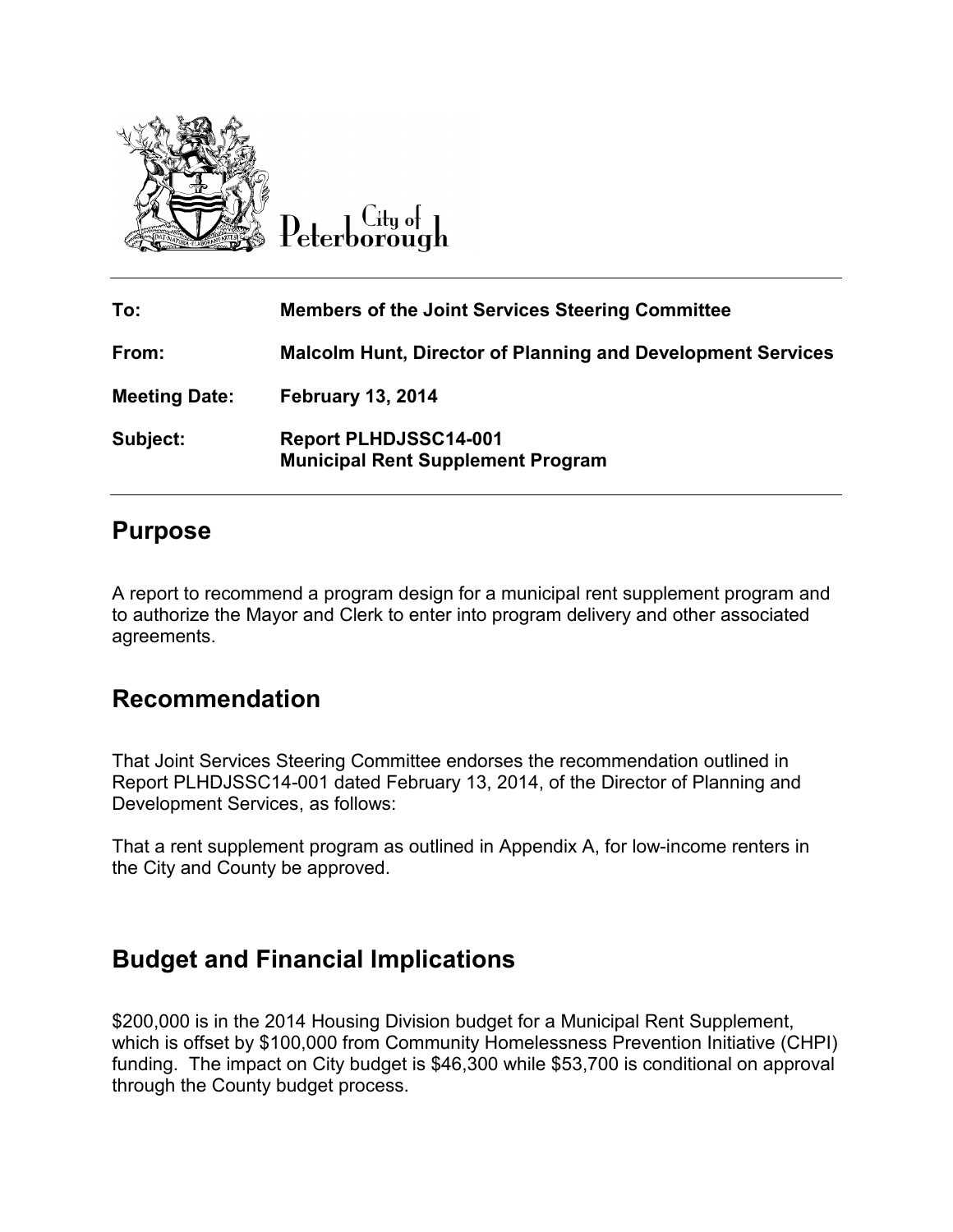City of Peterborough

| | |
|---|---|
| **To:** | **Members of the Joint Services Steering Committee** |
| **From:** | **Malcolm Hunt, Director of Planning and Development Services** |
| **Meeting Date:** | **February 13, 2014** |
| **Subject:** | **Report PLHDJSSC14-001**<br>**Municipal Rent Supplement Program** |

## Purpose

A report to recommend a program design for a municipal rent supplement program and to authorize the Mayor and Clerk to enter into program delivery and other associated agreements.

## Recommendation

That Joint Services Steering Committee endorses the recommendation outlined in Report PLHDJSSC14-001 dated February 13, 2014, of the Director of Planning and Development Services, as follows:

That a rent supplement program as outlined in Appendix A, for low-income renters in the City and County be approved.

## Budget and Financial Implications

$200,000 is in the 2014 Housing Division budget for a Municipal Rent Supplement, which is offset by $100,000 from Community Homelessness Prevention Initiative (CHPI) funding. The impact on City budget is $46,300 while $53,700 is conditional on approval through the County budget process.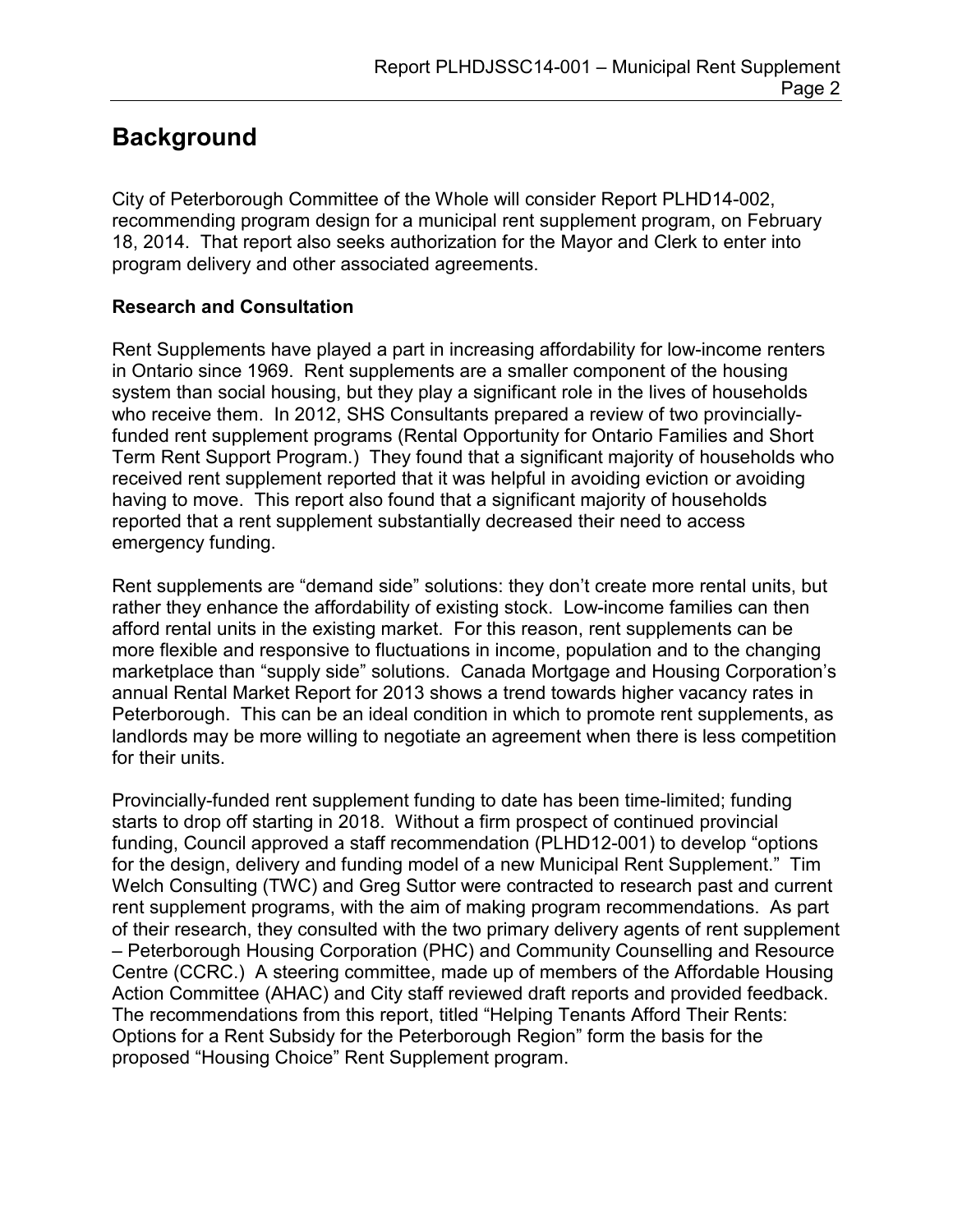# Background

City of Peterborough Committee of the Whole will consider Report PLHD14-002, recommending program design for a municipal rent supplement program, on February 18, 2014. That report also seeks authorization for the Mayor and Clerk to enter into program delivery and other associated agreements.

## Research and Consultation

Rent Supplements have played a part in increasing affordability for low-income renters in Ontario since 1969. Rent supplements are a smaller component of the housing system than social housing, but they play a significant role in the lives of households who receive them. In 2012, SHS Consultants prepared a review of two provincially-funded rent supplement programs (Rental Opportunity for Ontario Families and Short Term Rent Support Program.) They found that a significant majority of households who received rent supplement reported that it was helpful in avoiding eviction or avoiding having to move. This report also found that a significant majority of households reported that a rent supplement substantially decreased their need to access emergency funding.

Rent supplements are "demand side" solutions: they don't create more rental units, but rather they enhance the affordability of existing stock. Low-income families can then afford rental units in the existing market. For this reason, rent supplements can be more flexible and responsive to fluctuations in income, population and to the changing marketplace than "supply side" solutions. Canada Mortgage and Housing Corporation's annual Rental Market Report for 2013 shows a trend towards higher vacancy rates in Peterborough. This can be an ideal condition in which to promote rent supplements, as landlords may be more willing to negotiate an agreement when there is less competition for their units.

Provincially-funded rent supplement funding to date has been time-limited; funding starts to drop off starting in 2018. Without a firm prospect of continued provincial funding, Council approved a staff recommendation (PLHD12-001) to develop "options for the design, delivery and funding model of a new Municipal Rent Supplement." Tim Welch Consulting (TWC) and Greg Suttor were contracted to research past and current rent supplement programs, with the aim of making program recommendations. As part of their research, they consulted with the two primary delivery agents of rent supplement – Peterborough Housing Corporation (PHC) and Community Counselling and Resource Centre (CCRC.) A steering committee, made up of members of the Affordable Housing Action Committee (AHAC) and City staff reviewed draft reports and provided feedback. The recommendations from this report, titled "Helping Tenants Afford Their Rents: Options for a Rent Subsidy for the Peterborough Region" form the basis for the proposed "Housing Choice" Rent Supplement program.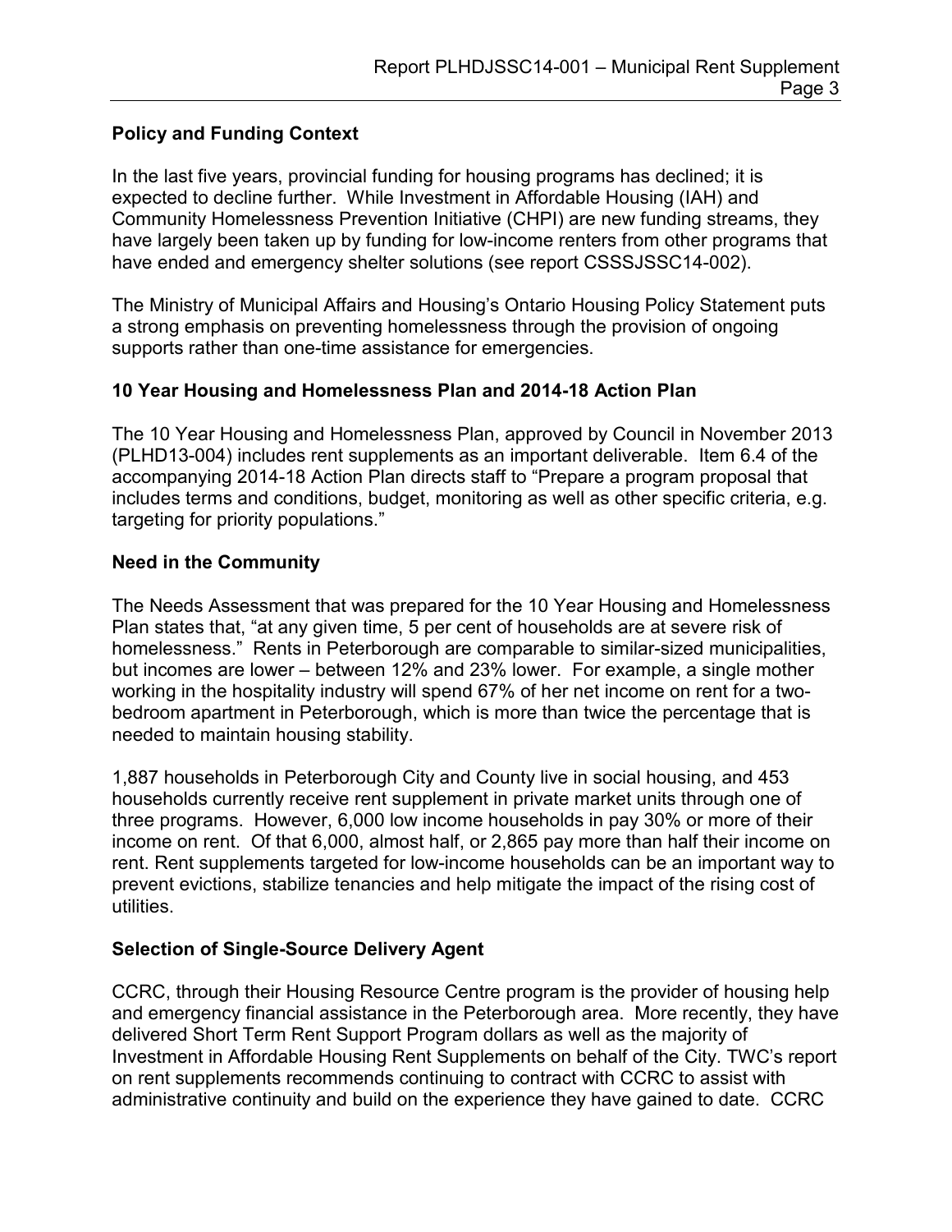## Policy and Funding Context

In the last five years, provincial funding for housing programs has declined; it is expected to decline further. While Investment in Affordable Housing (IAH) and Community Homelessness Prevention Initiative (CHPI) are new funding streams, they have largely been taken up by funding for low-income renters from other programs that have ended and emergency shelter solutions (see report CSSSJSSC14-002).

The Ministry of Municipal Affairs and Housing's Ontario Housing Policy Statement puts a strong emphasis on preventing homelessness through the provision of ongoing supports rather than one-time assistance for emergencies.

## 10 Year Housing and Homelessness Plan and 2014-18 Action Plan

The 10 Year Housing and Homelessness Plan, approved by Council in November 2013 (PLHD13-004) includes rent supplements as an important deliverable. Item 6.4 of the accompanying 2014-18 Action Plan directs staff to "Prepare a program proposal that includes terms and conditions, budget, monitoring as well as other specific criteria, e.g. targeting for priority populations."

## Need in the Community

The Needs Assessment that was prepared for the 10 Year Housing and Homelessness Plan states that, "at any given time, 5 per cent of households are at severe risk of homelessness." Rents in Peterborough are comparable to similar-sized municipalities, but incomes are lower – between 12% and 23% lower. For example, a single mother working in the hospitality industry will spend 67% of her net income on rent for a two-bedroom apartment in Peterborough, which is more than twice the percentage that is needed to maintain housing stability.

1,887 households in Peterborough City and County live in social housing, and 453 households currently receive rent supplement in private market units through one of three programs. However, 6,000 low income households in pay 30% or more of their income on rent. Of that 6,000, almost half, or 2,865 pay more than half their income on rent. Rent supplements targeted for low-income households can be an important way to prevent evictions, stabilize tenancies and help mitigate the impact of the rising cost of utilities.

## Selection of Single-Source Delivery Agent

CCRC, through their Housing Resource Centre program is the provider of housing help and emergency financial assistance in the Peterborough area. More recently, they have delivered Short Term Rent Support Program dollars as well as the majority of Investment in Affordable Housing Rent Supplements on behalf of the City. TWC's report on rent supplements recommends continuing to contract with CCRC to assist with administrative continuity and build on the experience they have gained to date. CCRC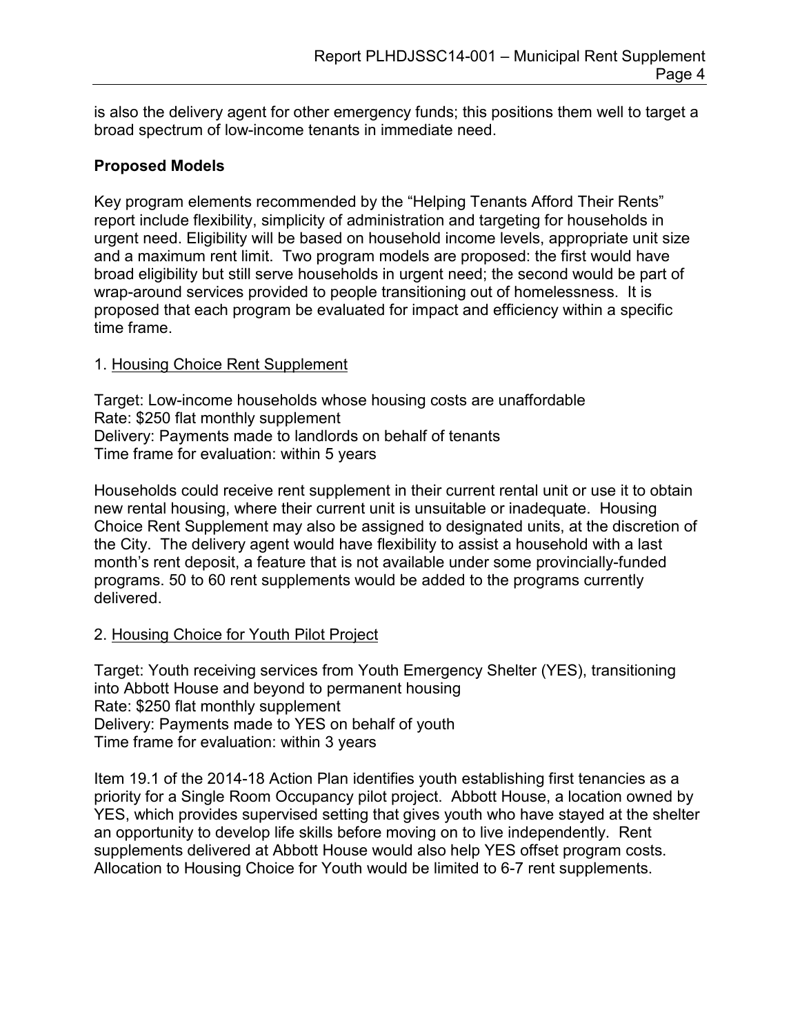is also the delivery agent for other emergency funds; this positions them well to target a broad spectrum of low-income tenants in immediate need.

**Proposed Models**

Key program elements recommended by the "Helping Tenants Afford Their Rents" report include flexibility, simplicity of administration and targeting for households in urgent need. Eligibility will be based on household income levels, appropriate unit size and a maximum rent limit. Two program models are proposed: the first would have broad eligibility but still serve households in urgent need; the second would be part of wrap-around services provided to people transitioning out of homelessness. It is proposed that each program be evaluated for impact and efficiency within a specific time frame.

1. Housing Choice Rent Supplement

Target: Low-income households whose housing costs are unaffordable
Rate: $250 flat monthly supplement
Delivery: Payments made to landlords on behalf of tenants
Time frame for evaluation: within 5 years

Households could receive rent supplement in their current rental unit or use it to obtain new rental housing, where their current unit is unsuitable or inadequate. Housing Choice Rent Supplement may also be assigned to designated units, at the discretion of the City. The delivery agent would have flexibility to assist a household with a last month's rent deposit, a feature that is not available under some provincially-funded programs. 50 to 60 rent supplements would be added to the programs currently delivered.

2. Housing Choice for Youth Pilot Project

Target: Youth receiving services from Youth Emergency Shelter (YES), transitioning into Abbott House and beyond to permanent housing
Rate: $250 flat monthly supplement
Delivery: Payments made to YES on behalf of youth
Time frame for evaluation: within 3 years

Item 19.1 of the 2014-18 Action Plan identifies youth establishing first tenancies as a priority for a Single Room Occupancy pilot project. Abbott House, a location owned by YES, which provides supervised setting that gives youth who have stayed at the shelter an opportunity to develop life skills before moving on to live independently. Rent supplements delivered at Abbott House would also help YES offset program costs. Allocation to Housing Choice for Youth would be limited to 6-7 rent supplements.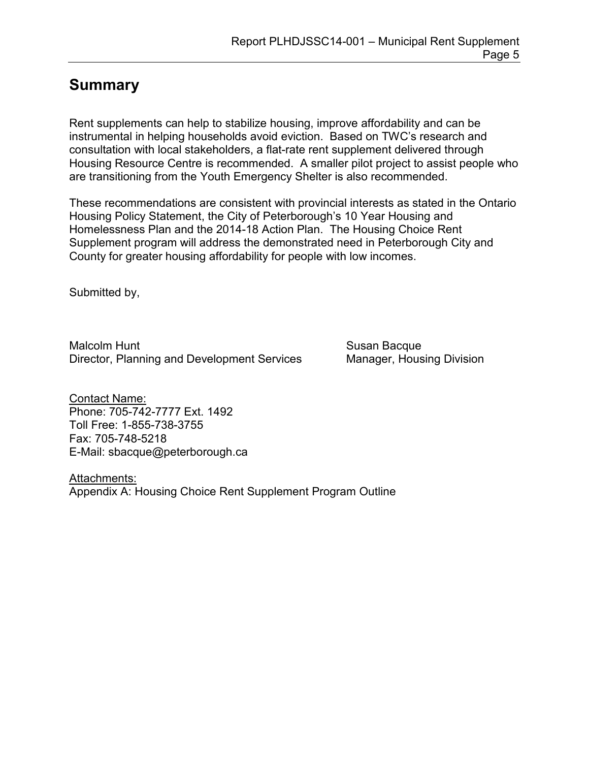## Summary

Rent supplements can help to stabilize housing, improve affordability and can be instrumental in helping households avoid eviction. Based on TWC's research and consultation with local stakeholders, a flat-rate rent supplement delivered through Housing Resource Centre is recommended. A smaller pilot project to assist people who are transitioning from the Youth Emergency Shelter is also recommended.

These recommendations are consistent with provincial interests as stated in the Ontario Housing Policy Statement, the City of Peterborough's 10 Year Housing and Homelessness Plan and the 2014-18 Action Plan. The Housing Choice Rent Supplement program will address the demonstrated need in Peterborough City and County for greater housing affordability for people with low incomes.

Submitted by,

Malcolm Hunt
Director, Planning and Development Services

Susan Bacque
Manager, Housing Division

Contact Name:
Phone: 705-742-7777 Ext. 1492
Toll Free: 1-855-738-3755
Fax: 705-748-5218
E-Mail: sbacque@peterborough.ca

Attachments:
Appendix A: Housing Choice Rent Supplement Program Outline